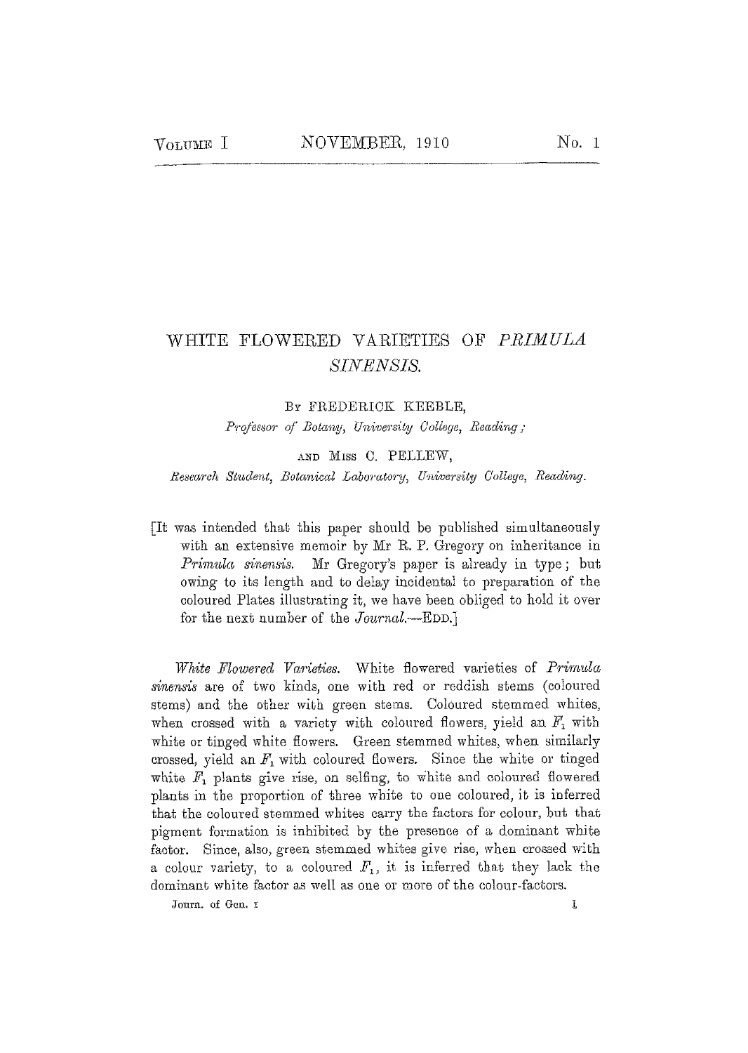# WHITE FLOWERED VARIETIES OF *PRIMULA SINENSIS*.

By FREDERICK KEEBLE,

*Professor of Botany, University College, Reading;*

AND MISS C. PELLEW,

*Research Student, Botanical Laboratory, University College, Reading.*

[It was intended that this paper should be published simultaneously with an extensive memoir by Mr R. P. Gregory on inheritance in *Primula sinensis*. Mr Gregory's paper is already in type; but owing to its length and to delay incidental to preparation of the coloured Plates illustrating it, we have been obliged to hold it over for the next number of the *Journal*.—EDD.]

*White Flowered Varieties.* White flowered varieties of *Primula sinensis* are of two kinds, one with red or reddish stems (coloured stems) and the other with green stems. Coloured stemmed whites, when crossed with a variety with coloured flowers, yield an $F_1$ with white or tinged white flowers. Green stemmed whites, when similarly crossed, yield an $F_1$ with coloured flowers. Since the white or tinged white $F_1$ plants give rise, on selfing, to white and coloured flowered plants in the proportion of three white to one coloured, it is inferred that the coloured stemmed whites carry the factors for colour, but that pigment formation is inhibited by the presence of a dominant white factor. Since, also, green stemmed whites give rise, when crossed with a colour variety, to a coloured $F_1$, it is inferred that they lack the dominant white factor as well as one or more of the colour-factors.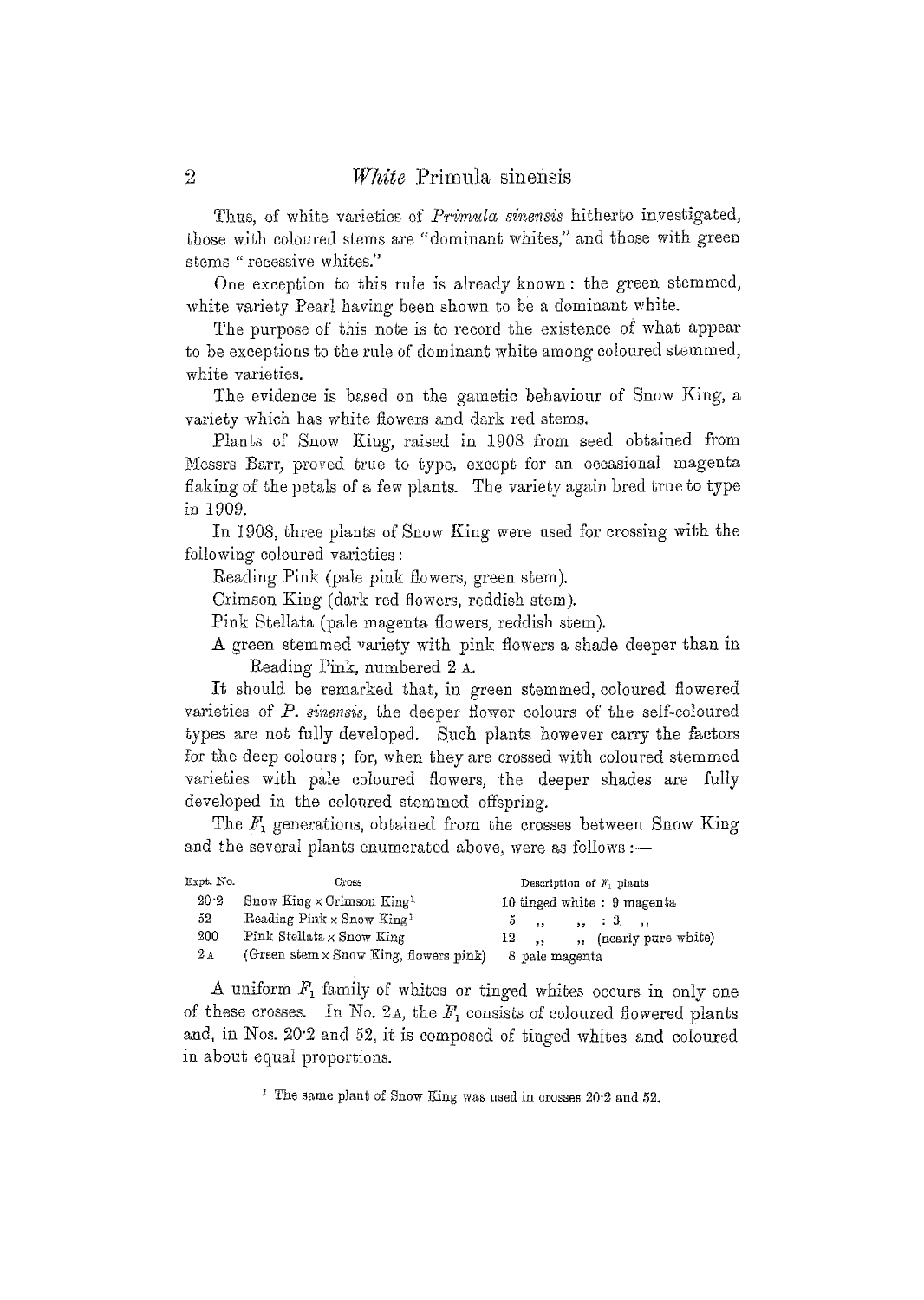Thus, of white varieties of *Primula sinensis* hitherto investigated, those with coloured stems are "dominant whites," and those with green stems "recessive whites."

One exception to this rule is already known: the green stemmed, white variety Pearl having been shown to be a dominant white.

The purpose of this note is to record the existence of what appear to be exceptions to the rule of dominant white among coloured stemmed, white varieties.

The evidence is based on the gametic behaviour of Snow King, a variety which has white flowers and dark red stems.

Plants of Snow King, raised in 1908 from seed obtained from Messrs Barr, proved true to type, except for an occasional magenta flaking of the petals of a few plants. The variety again bred true to type in 1909.

In 1908, three plants of Snow King were used for crossing with the following coloured varieties:

Reading Pink (pale pink flowers, green stem).

Crimson King (dark red flowers, reddish stem).

Pink Stellata (pale magenta flowers, reddish stem).

A green stemmed variety with pink flowers a shade deeper than in Reading Pink, numbered 2 A.

It should be remarked that, in green stemmed, coloured flowered varieties of *P. sinensis*, the deeper flower colours of the self-coloured types are not fully developed. Such plants however carry the factors for the deep colours; for, when they are crossed with coloured stemmed varieties with pale coloured flowers, the deeper shades are fully developed in the coloured stemmed offspring.

The $F_1$ generations, obtained from the crosses between Snow King and the several plants enumerated above, were as follows:—

| Expt. No. | Cross | Description of $F_1$ plants |
|---|---|---|
| 20·2 | Snow King × Crimson King[1] | 10 tinged white : 9 magenta |
| 52 | Reading Pink × Snow King[1] | 5 " " : 3 " |
| 200 | Pink Stellata × Snow King | 12 " " (nearly pure white) |
| 2 A | (Green stem × Snow King, flowers pink) | 8 pale magenta |

A uniform $F_1$ family of whites or tinged whites occurs in only one of these crosses. In No. 2 A, the $F_1$ consists of coloured flowered plants and, in Nos. 20·2 and 52, it is composed of tinged whites and coloured in about equal proportions.

[1] The same plant of Snow King was used in crosses 20·2 and 52.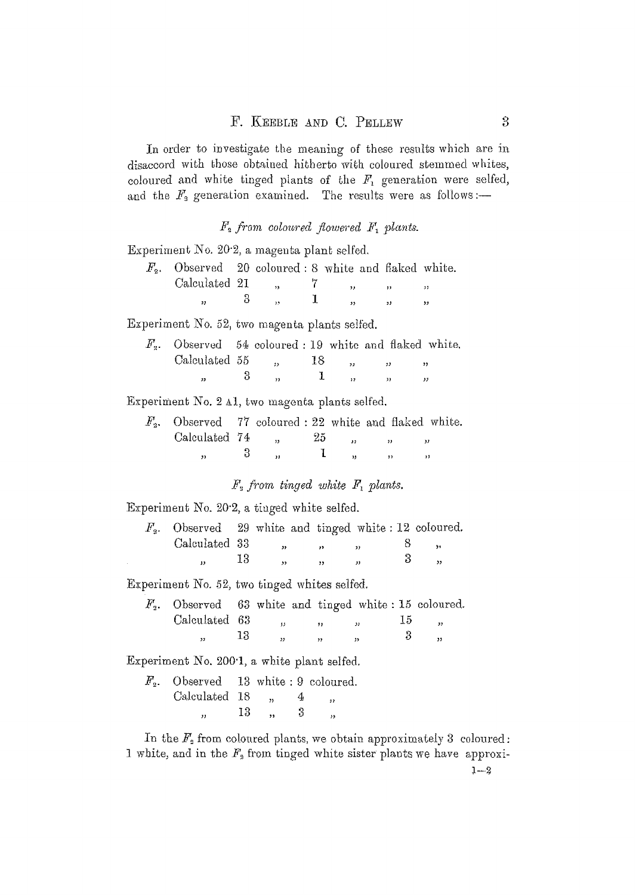In order to investigate the meaning of these results which are in disaccord with those obtained hitherto with coloured stemmed whites, coloured and white tinged plants of the $F_1$ generation were selfed, and the $F_2$ generation examined. The results were as follows:—

### *$F_2$ from coloured flowered $F_1$ plants.*

Experiment No. 20·2, a magenta plant selfed.

| $F_2$. | | | |
|---|---|---|---|
| Observed | 20 coloured | : | 8 white and flaked white. |
| Calculated | 21 ,, | | 7 ,, ,, ,, |
| ,, | 3 ,, | | 1 ,, ,, ,, |

Experiment No. 52, two magenta plants selfed.

| $F_2$. | | | |
|---|---|---|---|
| Observed | 54 coloured | : | 19 white and flaked white. |
| Calculated | 55 ,, | | 18 ,, ,, ,, |
| ,, | 3 ,, | | 1 ,, ,, ,, |

Experiment No. 2 A1, two magenta plants selfed.

| $F_2$. | | | |
|---|---|---|---|
| Observed | 77 coloured | : | 22 white and flaked white. |
| Calculated | 74 ,, | | 25 ,, ,, ,, |
| ,, | 3 ,, | | 1 ,, ,, ,, |

### *$F_2$ from tinged white $F_1$ plants.*

Experiment No. 20·2, a tinged white selfed.

| $F_2$. | | | |
|---|---|---|---|
| Observed | 29 white and tinged white | : | 12 coloured. |
| Calculated | 33 ,, ,, ,, | | 8 ,, |
| ,, | 13 ,, ,, ,, | | 3 ,, |

Experiment No. 52, two tinged whites selfed.

| $F_2$. | | | |
|---|---|---|---|
| Observed | 63 white and tinged white | : | 15 coloured. |
| Calculated | 63 ,, ,, ,, | | 15 ,, |
| ,, | 13 ,, ,, ,, | | 3 ,, |

Experiment No. 200·1, a white plant selfed.

| $F_2$. | | | |
|---|---|---|---|
| Observed | 13 white | : | 9 coloured. |
| Calculated | 18 ,, | | 4 ,, |
| ,, | 13 ,, | | 3 ,, |

In the $F_2$ from coloured plants, we obtain approximately 3 coloured: 1 white, and in the $F_2$ from tinged white sister plants we have approxi-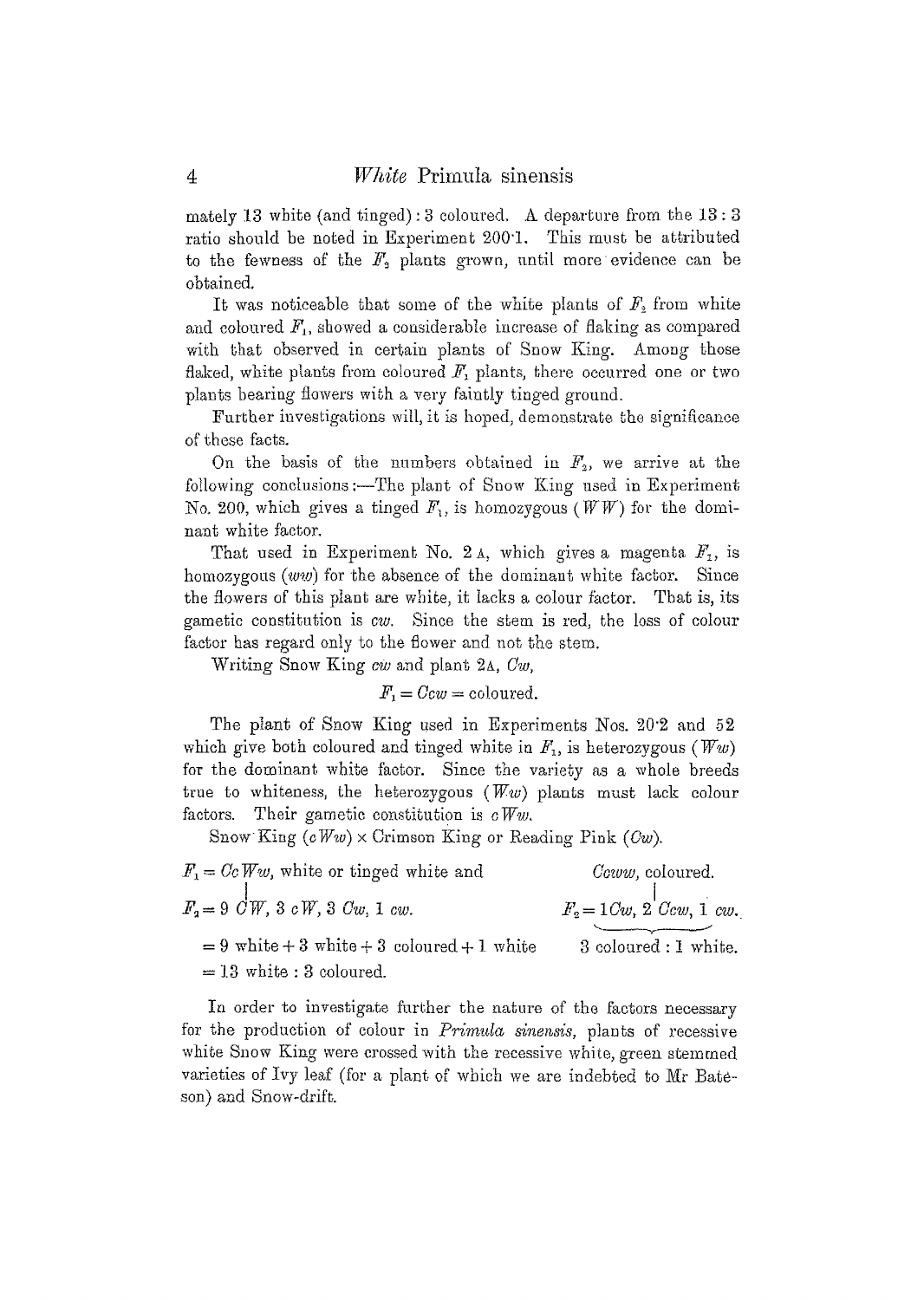mately 13 white (and tinged) : 3 coloured. A departure from the 13 : 3 ratio should be noted in Experiment 200·1. This must be attributed to the fewness of the $F_2$ plants grown, until more evidence can be obtained.

It was noticeable that some of the white plants of $F_2$ from white and coloured $F_1$, showed a considerable increase of flaking as compared with that observed in certain plants of Snow King. Among those flaked, white plants from coloured $F_1$ plants, there occurred one or two plants bearing flowers with a very faintly tinged ground.

Further investigations will, it is hoped, demonstrate the significance of these facts.

On the basis of the numbers obtained in $F_2$, we arrive at the following conclusions:—The plant of Snow King used in Experiment No. 200, which gives a tinged $F_1$, is homozygous ($WW$) for the dominant white factor.

That used in Experiment No. 2 A, which gives a magenta $F_1$, is homozygous ($ww$) for the absence of the dominant white factor. Since the flowers of this plant are white, it lacks a colour factor. That is, its gametic constitution is $cw$. Since the stem is red, the loss of colour factor has regard only to the flower and not the stem.

Writing Snow King $cw$ and plant 2A, $Cw$,

$$F_1 = Ccw = \text{coloured}.$$

The plant of Snow King used in Experiments Nos. 20·2 and 52 which give both coloured and tinged white in $F_1$, is heterozygous ($Ww$) for the dominant white factor. Since the variety as a whole breeds true to whiteness, the heterozygous ($Ww$) plants must lack colour factors. Their gametic constitution is $cWw$.

Snow King ($cWw$) × Crimson King or Reading Pink ($Cw$).

$F_1 = CcWw$, white or tinged white and $\quad$ $Ccww$, coloured.

$F_2 = 9\ CW,\ 3\ cW,\ 3\ Cw,\ 1\ cw.$ $\quad$ $F_2 = 1Cw,\ 2\ Ccw,\ 1\ cw.$

$= 9$ white $+ 3$ white $+ 3$ coloured $+ 1$ white $\quad$ 3 coloured : 1 white.

$= 13$ white : 3 coloured.

In order to investigate further the nature of the factors necessary for the production of colour in *Primula sinensis*, plants of recessive white Snow King were crossed with the recessive white, green stemmed varieties of Ivy leaf (for a plant of which we are indebted to Mr Bateson) and Snow-drift.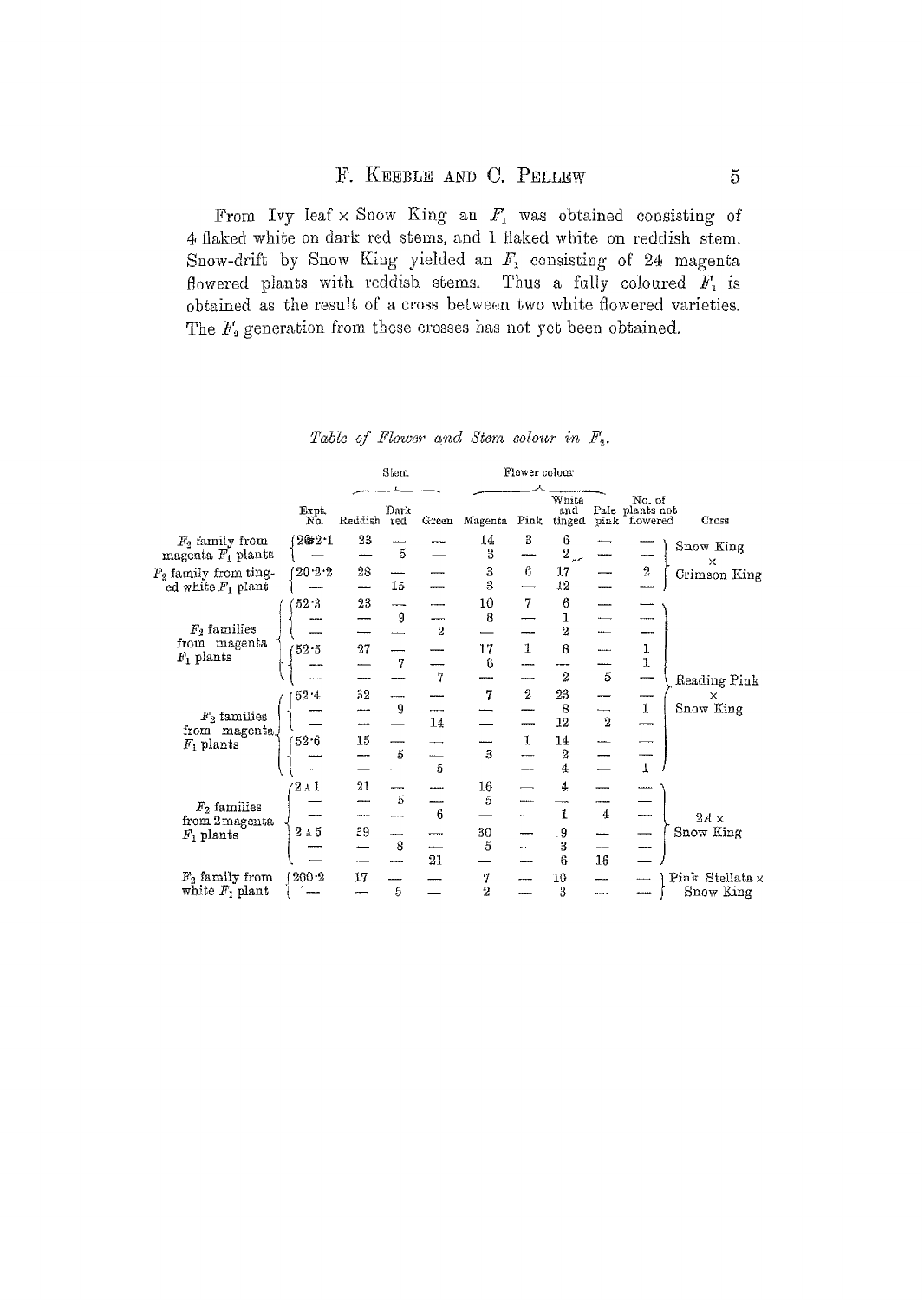From Ivy leaf × Snow King an $F_1$ was obtained consisting of 4 flaked white on dark red stems, and 1 flaked white on reddish stem. Snow-drift by Snow King yielded an $F_1$ consisting of 24 magenta flowered plants with reddish stems. Thus a fully coloured $F_1$ is obtained as the result of a cross between two white flowered varieties. The $F_2$ generation from these crosses has not yet been obtained.

*Table of Flower and Stem colour in $F_2$.*

| | | Stem | | | Flower colour | | | | | |
|---|---|---|---|---|---|---|---|---|---|---|
| | Expt. No. | Reddish | Dark red | Green | Magenta | Pink | White and tinged | Pale pink | No. of plants not flowered | Cross |
| $F_2$ family from magenta $F_1$ plants | 26·2·1 | 23 | — | — | 14 | 3 | 6 | — | — | Snow King × Crimson King |
| | — | — | 5 | — | 3 | — | 2 | — | — | |
| $F_2$ family from tinged white $F_1$ plant | 20·2·2 | 28 | — | — | 3 | 6 | 17 | — | 2 | |
| | — | — | 15 | — | 3 | — | 12 | — | — | |
| $F_2$ families from magenta $F_1$ plants | 52·3 | 23 | — | — | 10 | 7 | 6 | — | — | Reading Pink × Snow King |
| | — | — | 9 | — | 8 | — | 1 | — | — | |
| | — | — | — | 2 | — | — | 2 | — | — | |
| | 52·5 | 27 | — | — | 17 | 1 | 8 | — | 1 | |
| | — | — | 7 | — | 6 | — | — | — | 1 | |
| | — | — | — | 7 | — | — | 2 | 5 | — | |
| $F_2$ families from magenta $F_1$ plants | 52·4 | 32 | — | — | 7 | 2 | 23 | — | — | |
| | — | — | 9 | — | — | — | 8 | — | 1 | |
| | — | — | — | 14 | — | — | 12 | 2 | — | |
| | 52·6 | 15 | — | — | — | 1 | 14 | — | — | |
| | — | — | 5 | — | 3 | — | 2 | — | — | |
| | — | — | — | 5 | — | — | 4 | — | 1 | |
| $F_2$ families from 2 magenta $F_1$ plants | 2 A 1 | 21 | — | — | 16 | — | 4 | — | — | 2A × Snow King |
| | — | — | 5 | — | 5 | — | — | — | — | |
| | — | — | — | 6 | — | — | 1 | 4 | — | |
| | 2 A 5 | 39 | — | — | 30 | — | 9 | — | — | |
| | — | — | 8 | — | 5 | — | 3 | — | — | |
| | — | — | — | 21 | — | — | 6 | 16 | — | |
| $F_2$ family from white $F_1$ plant | 200·2 | 17 | — | — | 7 | — | 10 | — | — | Pink Stellata × Snow King |
| | — | — | 5 | — | 2 | — | 3 | — | — | |